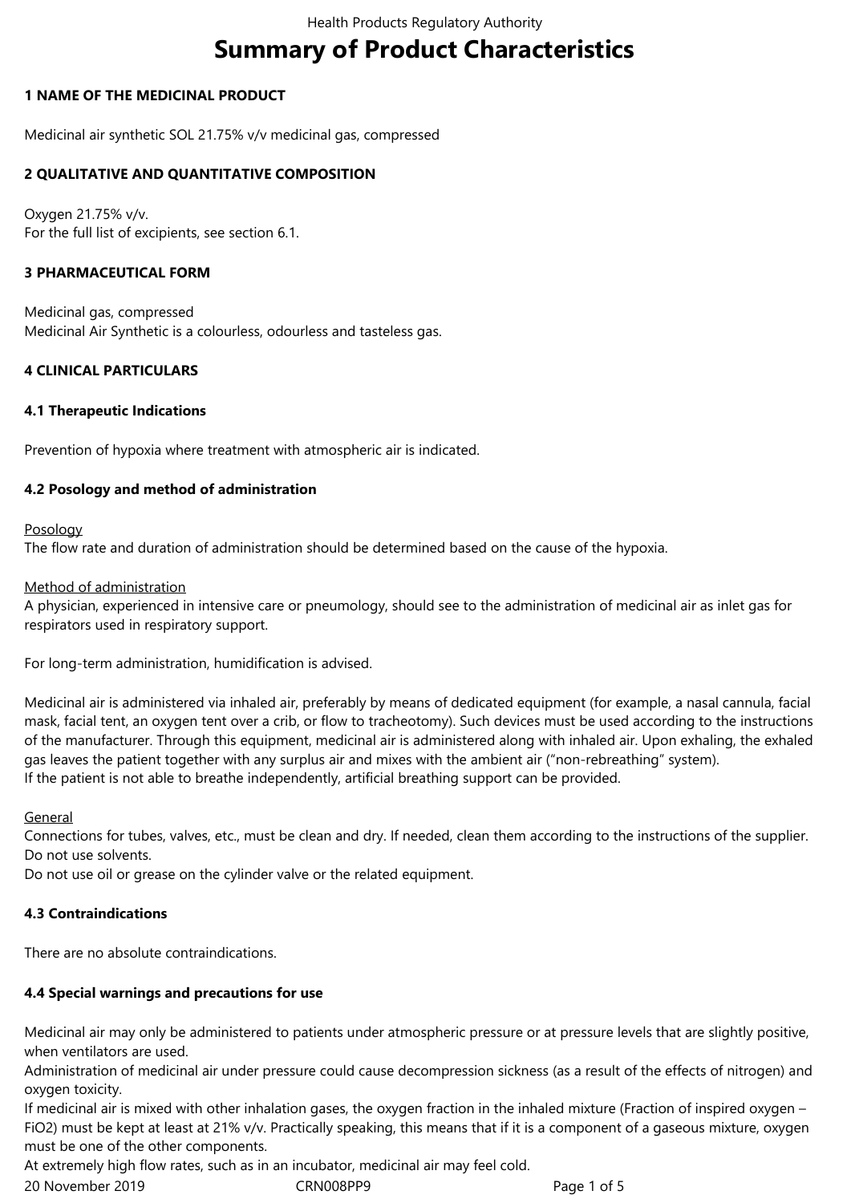# Summary of Product Characteristics

## 1 NAME OF THE MEDICINAL PRODUCT

Medicinal air synthetic SOL 21.75% v/v medicinal gas, compressed

## 2 QUALITATIVE AND QUANTITATIVE COMPOSITION

Oxygen 21.75% v/v.
For the full list of excipients, see section 6.1.

## 3 PHARMACEUTICAL FORM

Medicinal gas, compressed
Medicinal Air Synthetic is a colourless, odourless and tasteless gas.

## 4 CLINICAL PARTICULARS

### 4.1 Therapeutic Indications

Prevention of hypoxia where treatment with atmospheric air is indicated.

### 4.2 Posology and method of administration

Posology
The flow rate and duration of administration should be determined based on the cause of the hypoxia.

Method of administration
A physician, experienced in intensive care or pneumology, should see to the administration of medicinal air as inlet gas for respirators used in respiratory support.

For long-term administration, humidification is advised.

Medicinal air is administered via inhaled air, preferably by means of dedicated equipment (for example, a nasal cannula, facial mask, facial tent, an oxygen tent over a crib, or flow to tracheotomy). Such devices must be used according to the instructions of the manufacturer. Through this equipment, medicinal air is administered along with inhaled air. Upon exhaling, the exhaled gas leaves the patient together with any surplus air and mixes with the ambient air ("non-rebreathing" system).
If the patient is not able to breathe independently, artificial breathing support can be provided.

General
Connections for tubes, valves, etc., must be clean and dry. If needed, clean them according to the instructions of the supplier. Do not use solvents.
Do not use oil or grease on the cylinder valve or the related equipment.

### 4.3 Contraindications

There are no absolute contraindications.

### 4.4 Special warnings and precautions for use

Medicinal air may only be administered to patients under atmospheric pressure or at pressure levels that are slightly positive, when ventilators are used.
Administration of medicinal air under pressure could cause decompression sickness (as a result of the effects of nitrogen) and oxygen toxicity.
If medicinal air is mixed with other inhalation gases, the oxygen fraction in the inhaled mixture (Fraction of inspired oxygen – $FiO_2$) must be kept at least at 21% v/v. Practically speaking, this means that if it is a component of a gaseous mixture, oxygen must be one of the other components.
At extremely high flow rates, such as in an incubator, medicinal air may feel cold.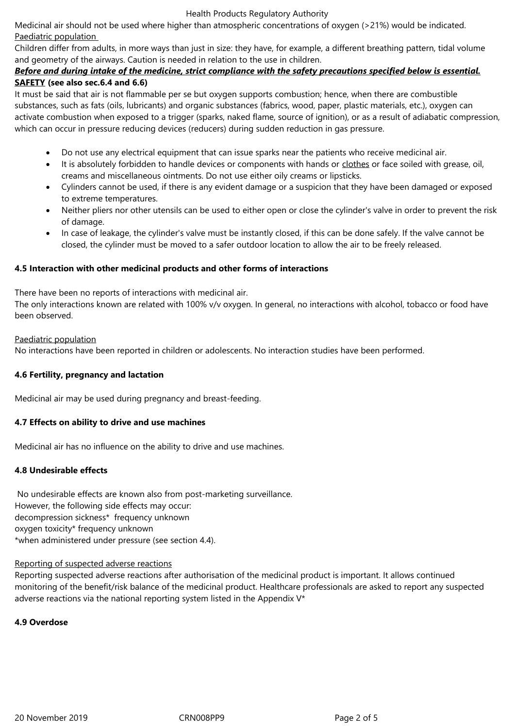Medicinal air should not be used where higher than atmospheric concentrations of oxygen (>21%) would be indicated.

Paediatric population

Children differ from adults, in more ways than just in size: they have, for example, a different breathing pattern, tidal volume and geometry of the airways. Caution is needed in relation to the use in children.

***Before and during intake of the medicine, strict compliance with the safety precautions specified below is essential.***

**SAFETY (see also sec.6.4 and 6.6)**

It must be said that air is not flammable per se but oxygen supports combustion; hence, when there are combustible substances, such as fats (oils, lubricants) and organic substances (fabrics, wood, paper, plastic materials, etc.), oxygen can activate combustion when exposed to a trigger (sparks, naked flame, source of ignition), or as a result of adiabatic compression, which can occur in pressure reducing devices (reducers) during sudden reduction in gas pressure.

- Do not use any electrical equipment that can issue sparks near the patients who receive medicinal air.
- It is absolutely forbidden to handle devices or components with hands or clothes or face soiled with grease, oil, creams and miscellaneous ointments. Do not use either oily creams or lipsticks.
- Cylinders cannot be used, if there is any evident damage or a suspicion that they have been damaged or exposed to extreme temperatures.
- Neither pliers nor other utensils can be used to either open or close the cylinder's valve in order to prevent the risk of damage.
- In case of leakage, the cylinder's valve must be instantly closed, if this can be done safely. If the valve cannot be closed, the cylinder must be moved to a safer outdoor location to allow the air to be freely released.

**4.5 Interaction with other medicinal products and other forms of interactions**

There have been no reports of interactions with medicinal air.
The only interactions known are related with 100% v/v oxygen. In general, no interactions with alcohol, tobacco or food have been observed.

Paediatric population

No interactions have been reported in children or adolescents. No interaction studies have been performed.

**4.6 Fertility, pregnancy and lactation**

Medicinal air may be used during pregnancy and breast-feeding.

**4.7 Effects on ability to drive and use machines**

Medicinal air has no influence on the ability to drive and use machines.

**4.8 Undesirable effects**

No undesirable effects are known also from post-marketing surveillance.
However, the following side effects may occur:
decompression sickness* frequency unknown
oxygen toxicity* frequency unknown
*when administered under pressure (see section 4.4).

Reporting of suspected adverse reactions

Reporting suspected adverse reactions after authorisation of the medicinal product is important. It allows continued monitoring of the benefit/risk balance of the medicinal product. Healthcare professionals are asked to report any suspected adverse reactions via the national reporting system listed in the Appendix V*

**4.9 Overdose**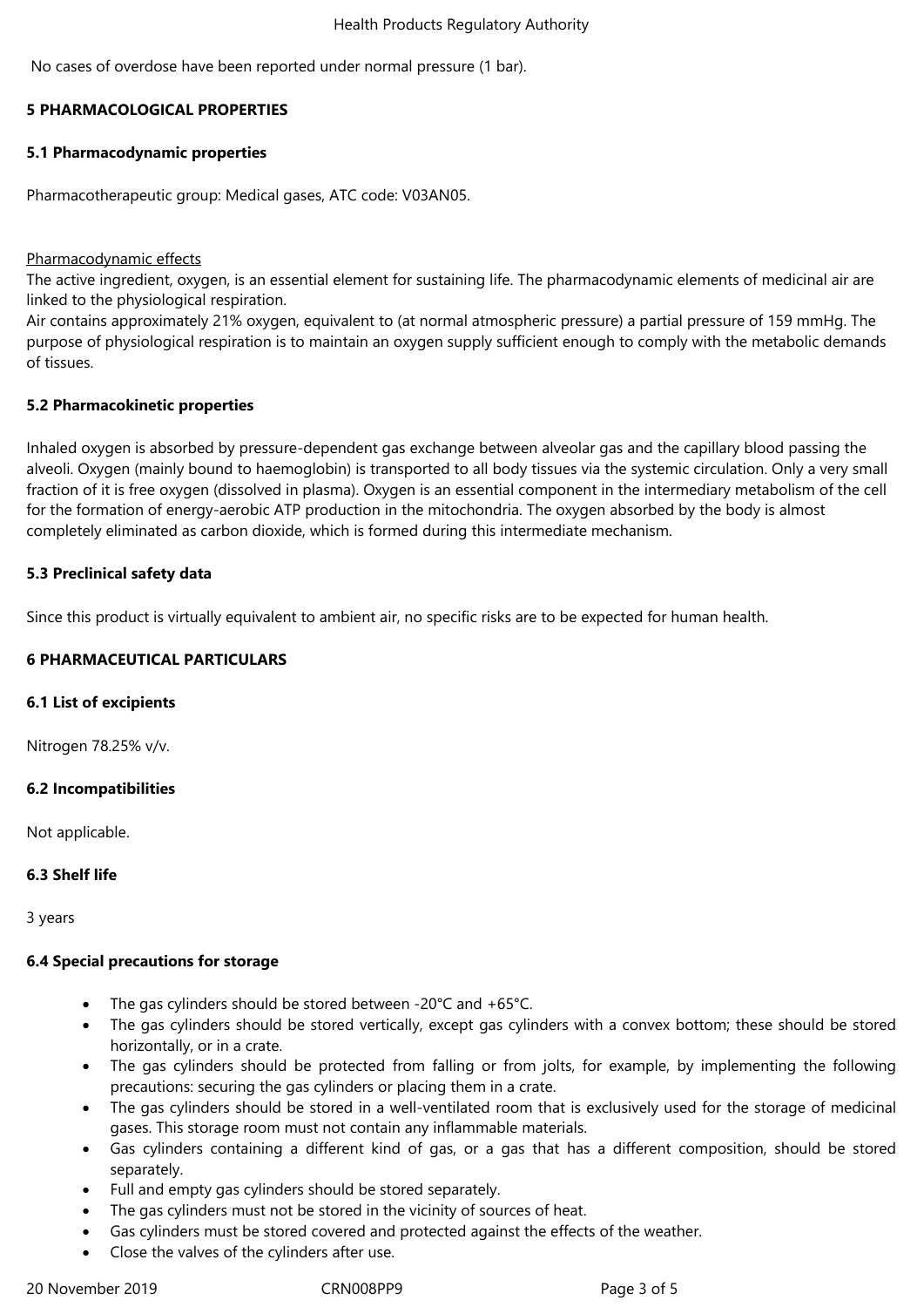No cases of overdose have been reported under normal pressure (1 bar).

## 5 PHARMACOLOGICAL PROPERTIES

### 5.1 Pharmacodynamic properties

Pharmacotherapeutic group: Medical gases, ATC code: V03AN05.

Pharmacodynamic effects

The active ingredient, oxygen, is an essential element for sustaining life. The pharmacodynamic elements of medicinal air are linked to the physiological respiration.

Air contains approximately 21% oxygen, equivalent to (at normal atmospheric pressure) a partial pressure of 159 mmHg. The purpose of physiological respiration is to maintain an oxygen supply sufficient enough to comply with the metabolic demands of tissues.

### 5.2 Pharmacokinetic properties

Inhaled oxygen is absorbed by pressure-dependent gas exchange between alveolar gas and the capillary blood passing the alveoli. Oxygen (mainly bound to haemoglobin) is transported to all body tissues via the systemic circulation. Only a very small fraction of it is free oxygen (dissolved in plasma). Oxygen is an essential component in the intermediary metabolism of the cell for the formation of energy-aerobic ATP production in the mitochondria. The oxygen absorbed by the body is almost completely eliminated as carbon dioxide, which is formed during this intermediate mechanism.

### 5.3 Preclinical safety data

Since this product is virtually equivalent to ambient air, no specific risks are to be expected for human health.

## 6 PHARMACEUTICAL PARTICULARS

### 6.1 List of excipients

Nitrogen 78.25% v/v.

### 6.2 Incompatibilities

Not applicable.

### 6.3 Shelf life

3 years

### 6.4 Special precautions for storage

- The gas cylinders should be stored between -20°C and +65°C.
- The gas cylinders should be stored vertically, except gas cylinders with a convex bottom; these should be stored horizontally, or in a crate.
- The gas cylinders should be protected from falling or from jolts, for example, by implementing the following precautions: securing the gas cylinders or placing them in a crate.
- The gas cylinders should be stored in a well-ventilated room that is exclusively used for the storage of medicinal gases. This storage room must not contain any inflammable materials.
- Gas cylinders containing a different kind of gas, or a gas that has a different composition, should be stored separately.
- Full and empty gas cylinders should be stored separately.
- The gas cylinders must not be stored in the vicinity of sources of heat.
- Gas cylinders must be stored covered and protected against the effects of the weather.
- Close the valves of the cylinders after use.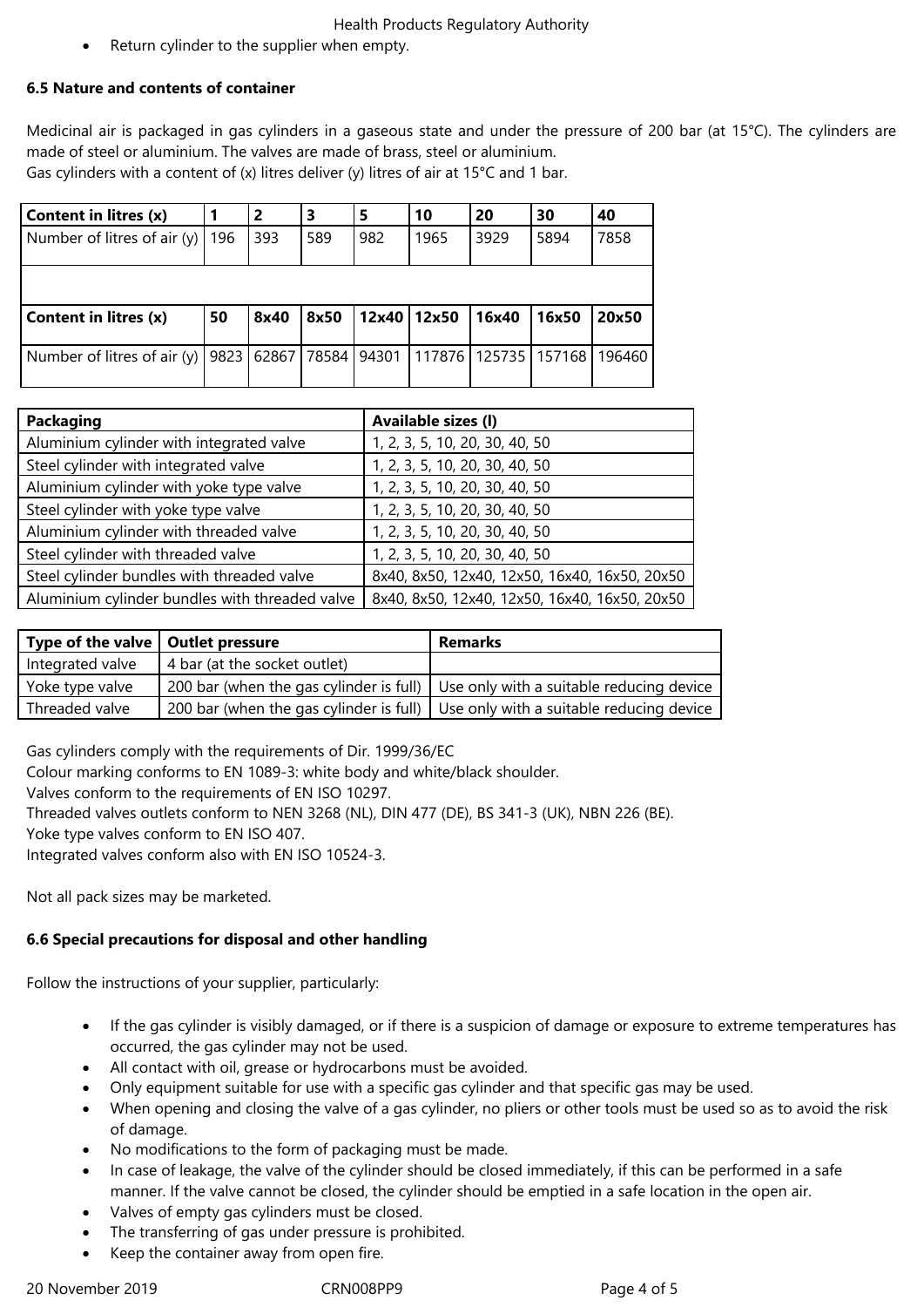- Return cylinder to the supplier when empty.

**6.5 Nature and contents of container**

Medicinal air is packaged in gas cylinders in a gaseous state and under the pressure of 200 bar (at 15°C). The cylinders are made of steel or aluminium. The valves are made of brass, steel or aluminium.
Gas cylinders with a content of (x) litres deliver (y) litres of air at 15°C and 1 bar.

| Content in litres (x) | 1 | 2 | 3 | 5 | 10 | 20 | 30 | 40 |
|---|---|---|---|---|---|---|---|---|
| Number of litres of air (y) | 196 | 393 | 589 | 982 | 1965 | 3929 | 5894 | 7858 |
| | | | | | | | | |
| **Content in litres (x)** | **50** | **8x40** | **8x50** | **12x40** | **12x50** | **16x40** | **16x50** | **20x50** |
| Number of litres of air (y) | 9823 | 62867 | 78584 | 94301 | 117876 | 125735 | 157168 | 196460 |

| Packaging | Available sizes (l) |
|---|---|
| Aluminium cylinder with integrated valve | 1, 2, 3, 5, 10, 20, 30, 40, 50 |
| Steel cylinder with integrated valve | 1, 2, 3, 5, 10, 20, 30, 40, 50 |
| Aluminium cylinder with yoke type valve | 1, 2, 3, 5, 10, 20, 30, 40, 50 |
| Steel cylinder with yoke type valve | 1, 2, 3, 5, 10, 20, 30, 40, 50 |
| Aluminium cylinder with threaded valve | 1, 2, 3, 5, 10, 20, 30, 40, 50 |
| Steel cylinder with threaded valve | 1, 2, 3, 5, 10, 20, 30, 40, 50 |
| Steel cylinder bundles with threaded valve | 8x40, 8x50, 12x40, 12x50, 16x40, 16x50, 20x50 |
| Aluminium cylinder bundles with threaded valve | 8x40, 8x50, 12x40, 12x50, 16x40, 16x50, 20x50 |

| Type of the valve | Outlet pressure | Remarks |
|---|---|---|
| Integrated valve | 4 bar (at the socket outlet) | |
| Yoke type valve | 200 bar (when the gas cylinder is full) | Use only with a suitable reducing device |
| Threaded valve | 200 bar (when the gas cylinder is full) | Use only with a suitable reducing device |

Gas cylinders comply with the requirements of Dir. 1999/36/EC
Colour marking conforms to EN 1089-3: white body and white/black shoulder.
Valves conform to the requirements of EN ISO 10297.
Threaded valves outlets conform to NEN 3268 (NL), DIN 477 (DE), BS 341-3 (UK), NBN 226 (BE).
Yoke type valves conform to EN ISO 407.
Integrated valves conform also with EN ISO 10524-3.

Not all pack sizes may be marketed.

**6.6 Special precautions for disposal and other handling**

Follow the instructions of your supplier, particularly:

- If the gas cylinder is visibly damaged, or if there is a suspicion of damage or exposure to extreme temperatures has occurred, the gas cylinder may not be used.
- All contact with oil, grease or hydrocarbons must be avoided.
- Only equipment suitable for use with a specific gas cylinder and that specific gas may be used.
- When opening and closing the valve of a gas cylinder, no pliers or other tools must be used so as to avoid the risk of damage.
- No modifications to the form of packaging must be made.
- In case of leakage, the valve of the cylinder should be closed immediately, if this can be performed in a safe manner. If the valve cannot be closed, the cylinder should be emptied in a safe location in the open air.
- Valves of empty gas cylinders must be closed.
- The transferring of gas under pressure is prohibited.
- Keep the container away from open fire.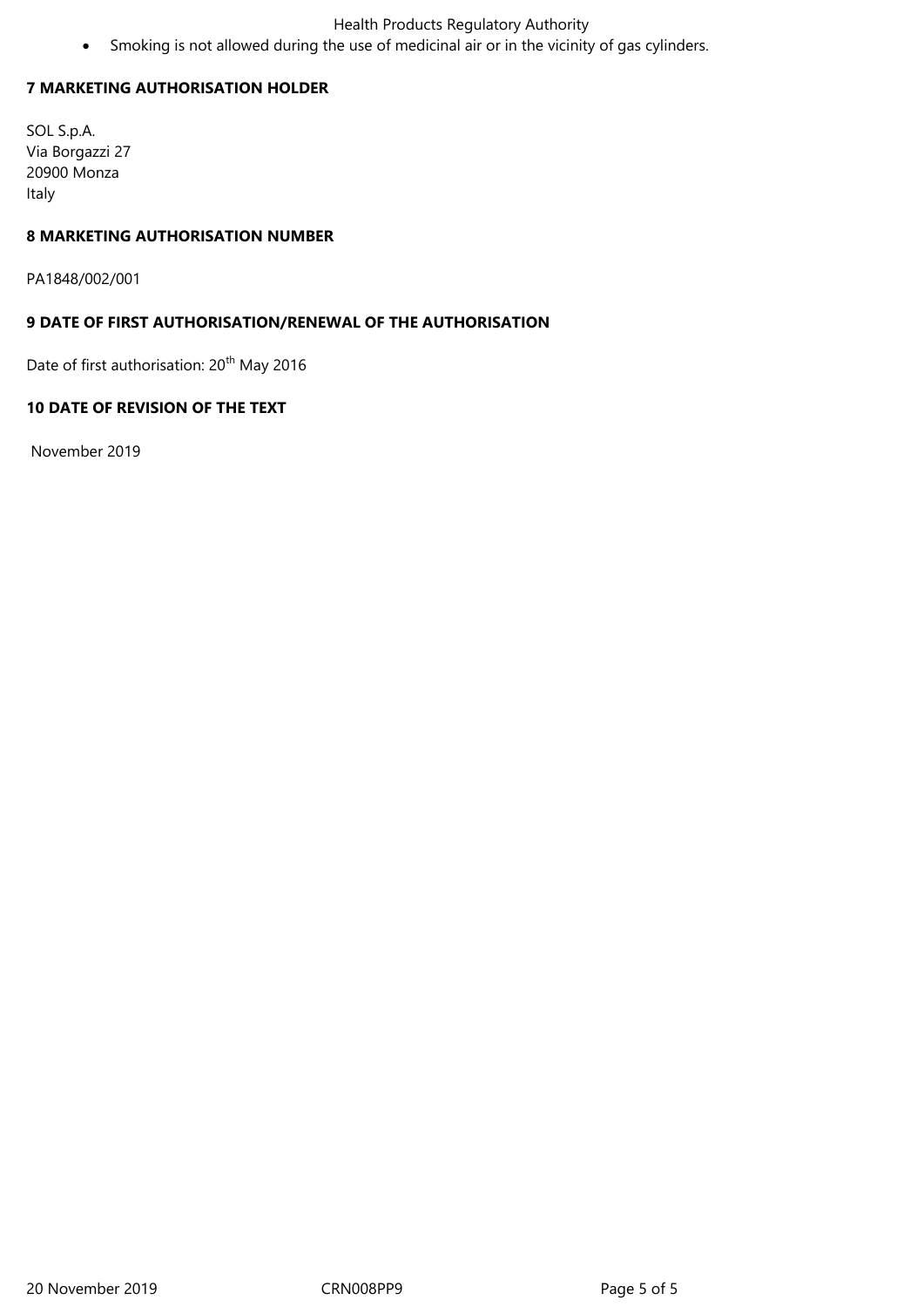- Smoking is not allowed during the use of medicinal air or in the vicinity of gas cylinders.

## 7 MARKETING AUTHORISATION HOLDER

SOL S.p.A.
Via Borgazzi 27
20900 Monza
Italy

## 8 MARKETING AUTHORISATION NUMBER

PA1848/002/001

## 9 DATE OF FIRST AUTHORISATION/RENEWAL OF THE AUTHORISATION

Date of first authorisation: 20th May 2016

## 10 DATE OF REVISION OF THE TEXT

November 2019